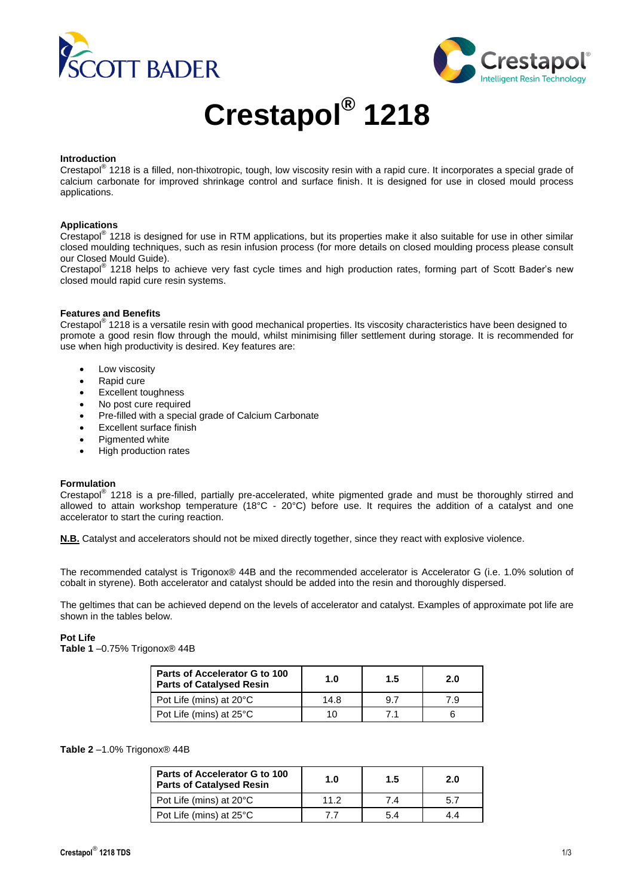# Crestapol® 1218

**Introduction**

Crestapol® 1218 is a filled, non-thixotropic, tough, low viscosity resin with a rapid cure. It incorporates a special grade of calcium carbonate for improved shrinkage control and surface finish. It is designed for use in closed mould process applications.

**Applications**

Crestapol® 1218 is designed for use in RTM applications, but its properties make it also suitable for use in other similar closed moulding techniques, such as resin infusion process (for more details on closed moulding process please consult our Closed Mould Guide).
Crestapol® 1218 helps to achieve very fast cycle times and high production rates, forming part of Scott Bader's new closed mould rapid cure resin systems.

**Features and Benefits**

Crestapol® 1218 is a versatile resin with good mechanical properties. Its viscosity characteristics have been designed to promote a good resin flow through the mould, whilst minimising filler settlement during storage. It is recommended for use when high productivity is desired. Key features are:

- Low viscosity
- Rapid cure
- Excellent toughness
- No post cure required
- Pre-filled with a special grade of Calcium Carbonate
- Excellent surface finish
- Pigmented white
- High production rates

**Formulation**

Crestapol® 1218 is a pre-filled, partially pre-accelerated, white pigmented grade and must be thoroughly stirred and allowed to attain workshop temperature (18°C - 20°C) before use. It requires the addition of a catalyst and one accelerator to start the curing reaction.

**N.B.** Catalyst and accelerators should not be mixed directly together, since they react with explosive violence.

The recommended catalyst is Trigonox® 44B and the recommended accelerator is Accelerator G (i.e. 1.0% solution of cobalt in styrene). Both accelerator and catalyst should be added into the resin and thoroughly dispersed.

The geltimes that can be achieved depend on the levels of accelerator and catalyst. Examples of approximate pot life are shown in the tables below.

**Pot Life**

**Table 1** –0.75% Trigonox® 44B

| Parts of Accelerator G to 100 Parts of Catalysed Resin | 1.0 | 1.5 | 2.0 |
|---|---|---|---|
| Pot Life (mins) at 20°C | 14.8 | 9.7 | 7.9 |
| Pot Life (mins) at 25°C | 10 | 7.1 | 6 |

**Table 2** –1.0% Trigonox® 44B

| Parts of Accelerator G to 100 Parts of Catalysed Resin | 1.0 | 1.5 | 2.0 |
|---|---|---|---|
| Pot Life (mins) at 20°C | 11.2 | 7.4 | 5.7 |
| Pot Life (mins) at 25°C | 7.7 | 5.4 | 4.4 |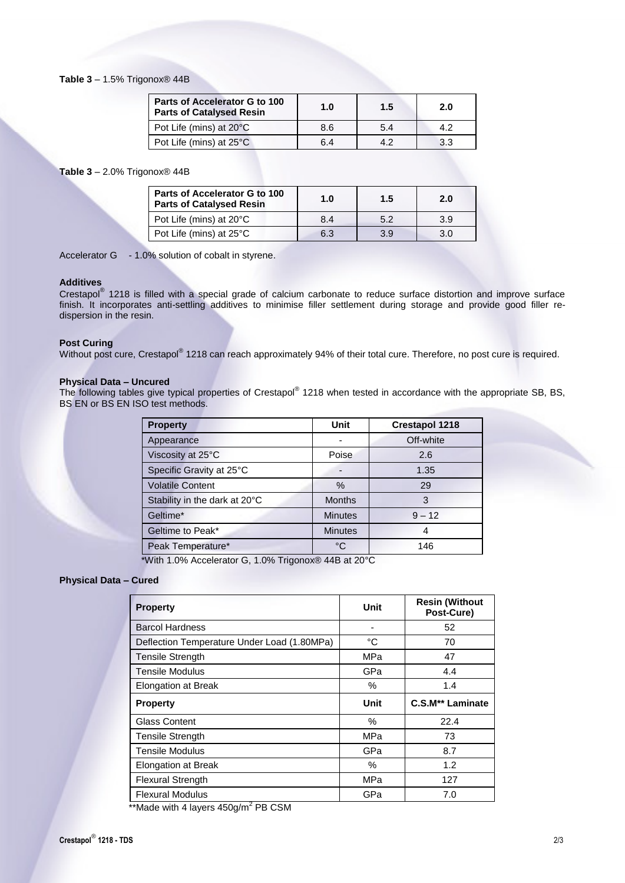**Table 3** – 1.5% Trigonox® 44B

| Parts of Accelerator G to 100 Parts of Catalysed Resin | 1.0 | 1.5 | 2.0 |
|---|---|---|---|
| Pot Life (mins) at 20°C | 8.6 | 5.4 | 4.2 |
| Pot Life (mins) at 25°C | 6.4 | 4.2 | 3.3 |

**Table 3** – 2.0% Trigonox® 44B

| Parts of Accelerator G to 100 Parts of Catalysed Resin | 1.0 | 1.5 | 2.0 |
|---|---|---|---|
| Pot Life (mins) at 20°C | 8.4 | 5.2 | 3.9 |
| Pot Life (mins) at 25°C | 6.3 | 3.9 | 3.0 |

Accelerator G - 1.0% solution of cobalt in styrene.

**Additives**

Crestapol® 1218 is filled with a special grade of calcium carbonate to reduce surface distortion and improve surface finish. It incorporates anti-settling additives to minimise filler settlement during storage and provide good filler re-dispersion in the resin.

**Post Curing**

Without post cure, Crestapol® 1218 can reach approximately 94% of their total cure. Therefore, no post cure is required.

**Physical Data – Uncured**

The following tables give typical properties of Crestapol® 1218 when tested in accordance with the appropriate SB, BS, BS EN or BS EN ISO test methods.

| Property | Unit | Crestapol 1218 |
|---|---|---|
| Appearance | - | Off-white |
| Viscosity at 25°C | Poise | 2.6 |
| Specific Gravity at 25°C | - | 1.35 |
| Volatile Content | % | 29 |
| Stability in the dark at 20°C | Months | 3 |
| Geltime* | Minutes | 9 – 12 |
| Geltime to Peak* | Minutes | 4 |
| Peak Temperature* | °C | 146 |

*With 1.0% Accelerator G, 1.0% Trigonox® 44B at 20°C

**Physical Data – Cured**

| Property | Unit | Resin (Without Post-Cure) |
|---|---|---|
| Barcol Hardness | - | 52 |
| Deflection Temperature Under Load (1.80MPa) | °C | 70 |
| Tensile Strength | MPa | 47 |
| Tensile Modulus | GPa | 4.4 |
| Elongation at Break | % | 1.4 |
| **Property** | **Unit** | **C.S.M** Laminate** |
| Glass Content | % | 22.4 |
| Tensile Strength | MPa | 73 |
| Tensile Modulus | GPa | 8.7 |
| Elongation at Break | % | 1.2 |
| Flexural Strength | MPa | 127 |
| Flexural Modulus | GPa | 7.0 |

**Made with 4 layers 450g/m$^2$ PB CSM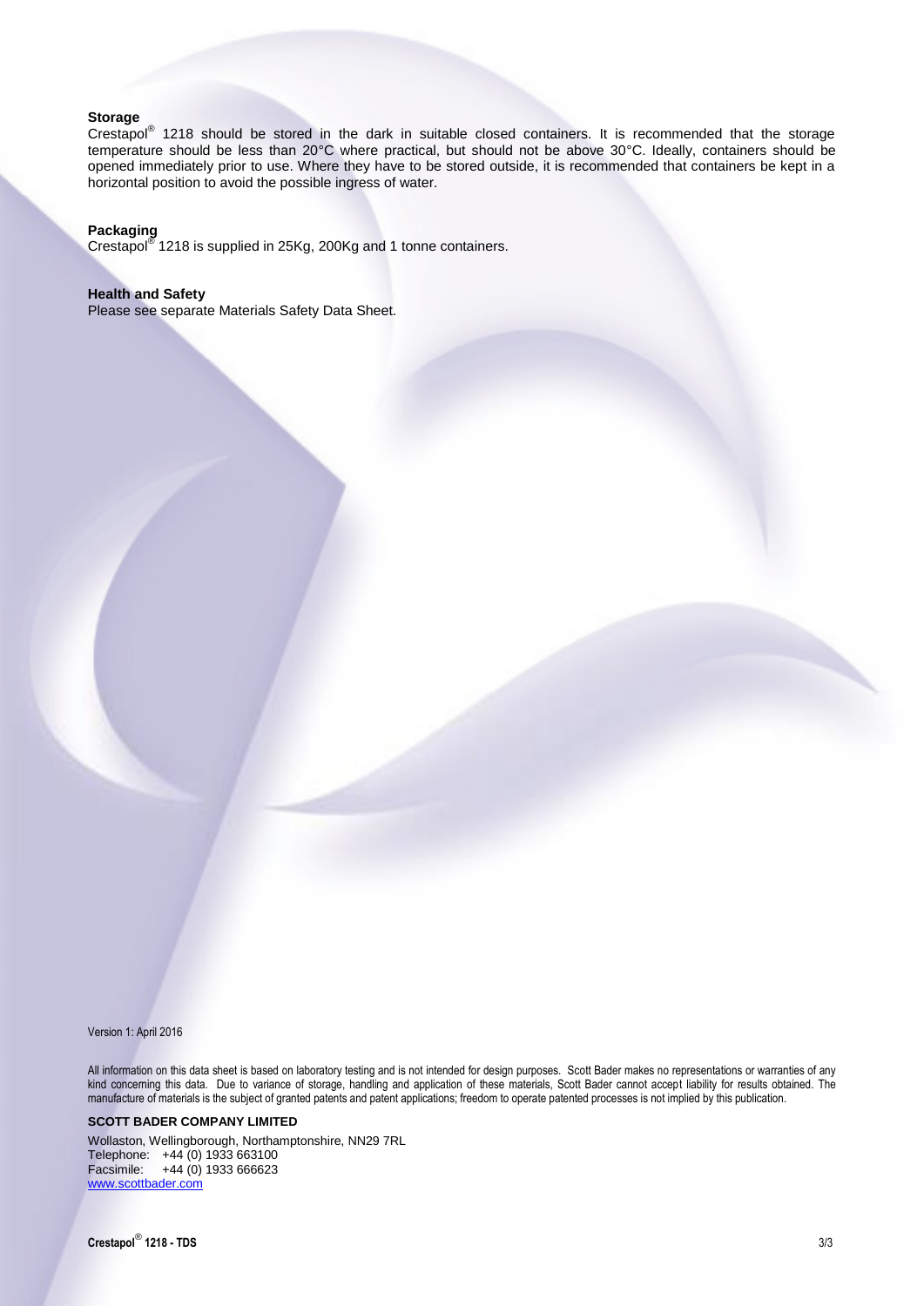## Storage

Crestapol® 1218 should be stored in the dark in suitable closed containers. It is recommended that the storage temperature should be less than 20°C where practical, but should not be above 30°C. Ideally, containers should be opened immediately prior to use. Where they have to be stored outside, it is recommended that containers be kept in a horizontal position to avoid the possible ingress of water.

## Packaging

Crestapol® 1218 is supplied in 25Kg, 200Kg and 1 tonne containers.

## Health and Safety

Please see separate Materials Safety Data Sheet.

Version 1: April 2016

All information on this data sheet is based on laboratory testing and is not intended for design purposes. Scott Bader makes no representations or warranties of any kind concerning this data. Due to variance of storage, handling and application of these materials, Scott Bader cannot accept liability for results obtained. The manufacture of materials is the subject of granted patents and patent applications; freedom to operate patented processes is not implied by this publication.

**SCOTT BADER COMPANY LIMITED**

Wollaston, Wellingborough, Northamptonshire, NN29 7RL
Telephone: +44 (0) 1933 663100
Facsimile: +44 (0) 1933 666623
www.scottbader.com